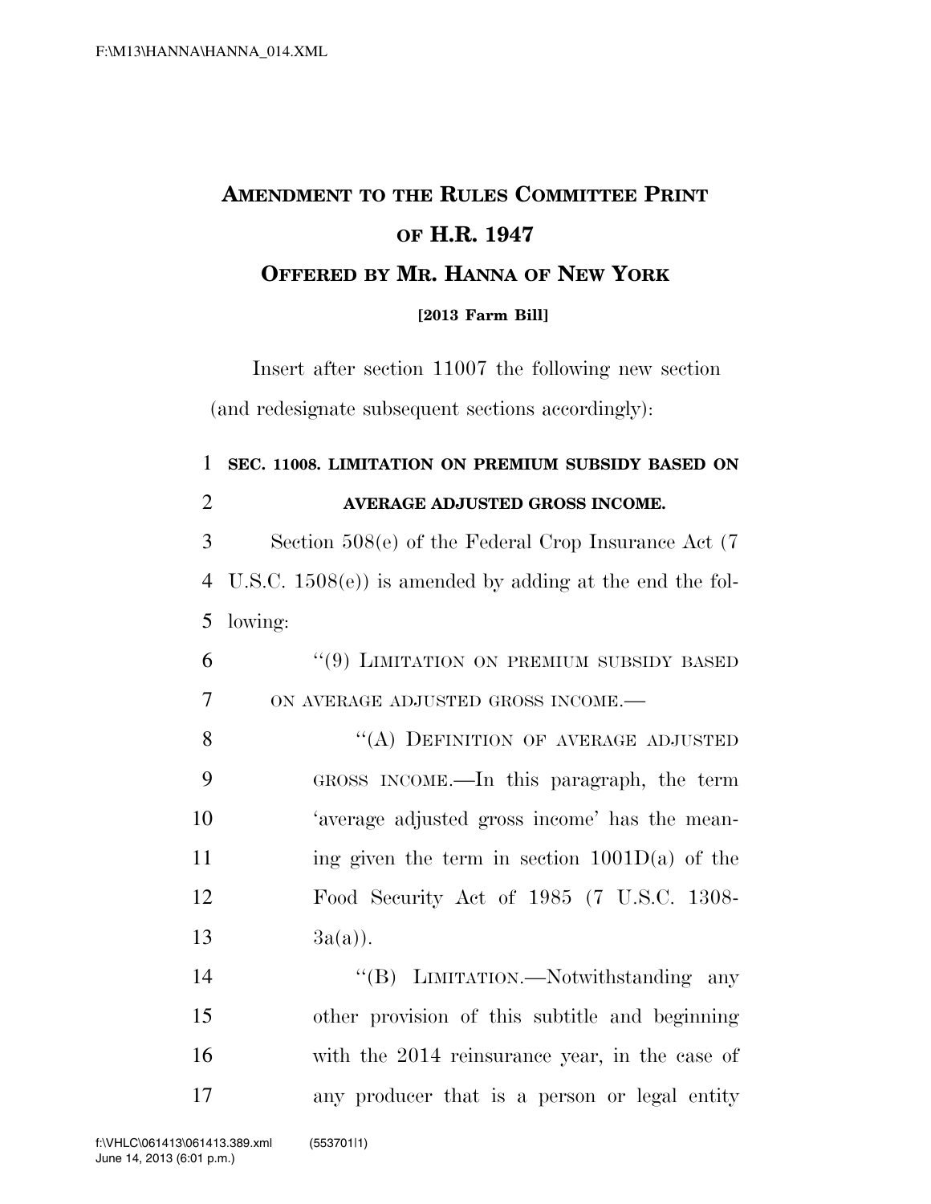# AMENDMENT TO THE RULES COMMITTEE PRINT OF H.R. 1947

## OFFERED BY MR. HANNA OF NEW YORK

**[2013 Farm Bill]**

Insert after section 11007 the following new section (and redesignate subsequent sections accordingly):

**SEC. 11008. LIMITATION ON PREMIUM SUBSIDY BASED ON AVERAGE ADJUSTED GROSS INCOME.**

Section 508(e) of the Federal Crop Insurance Act (7 U.S.C. 1508(e)) is amended by adding at the end the following:

"(9) LIMITATION ON PREMIUM SUBSIDY BASED ON AVERAGE ADJUSTED GROSS INCOME.—

"(A) DEFINITION OF AVERAGE ADJUSTED GROSS INCOME.—In this paragraph, the term 'average adjusted gross income' has the meaning given the term in section 1001D(a) of the Food Security Act of 1985 (7 U.S.C. 1308-3a(a)).

"(B) LIMITATION.—Notwithstanding any other provision of this subtitle and beginning with the 2014 reinsurance year, in the case of any producer that is a person or legal entity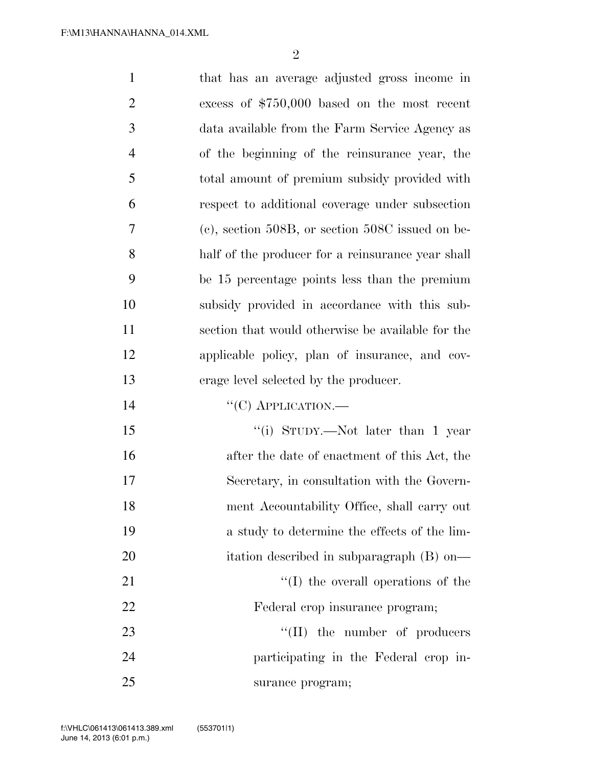that has an average adjusted gross income in excess of $750,000 based on the most recent data available from the Farm Service Agency as of the beginning of the reinsurance year, the total amount of premium subsidy provided with respect to additional coverage under subsection (c), section 508B, or section 508C issued on behalf of the producer for a reinsurance year shall be 15 percentage points less than the premium subsidy provided in accordance with this subsection that would otherwise be available for the applicable policy, plan of insurance, and coverage level selected by the producer.

"(C) APPLICATION.—

"(i) STUDY.—Not later than 1 year after the date of enactment of this Act, the Secretary, in consultation with the Government Accountability Office, shall carry out a study to determine the effects of the limitation described in subparagraph (B) on—

"(I) the overall operations of the Federal crop insurance program;

"(II) the number of producers participating in the Federal crop insurance program;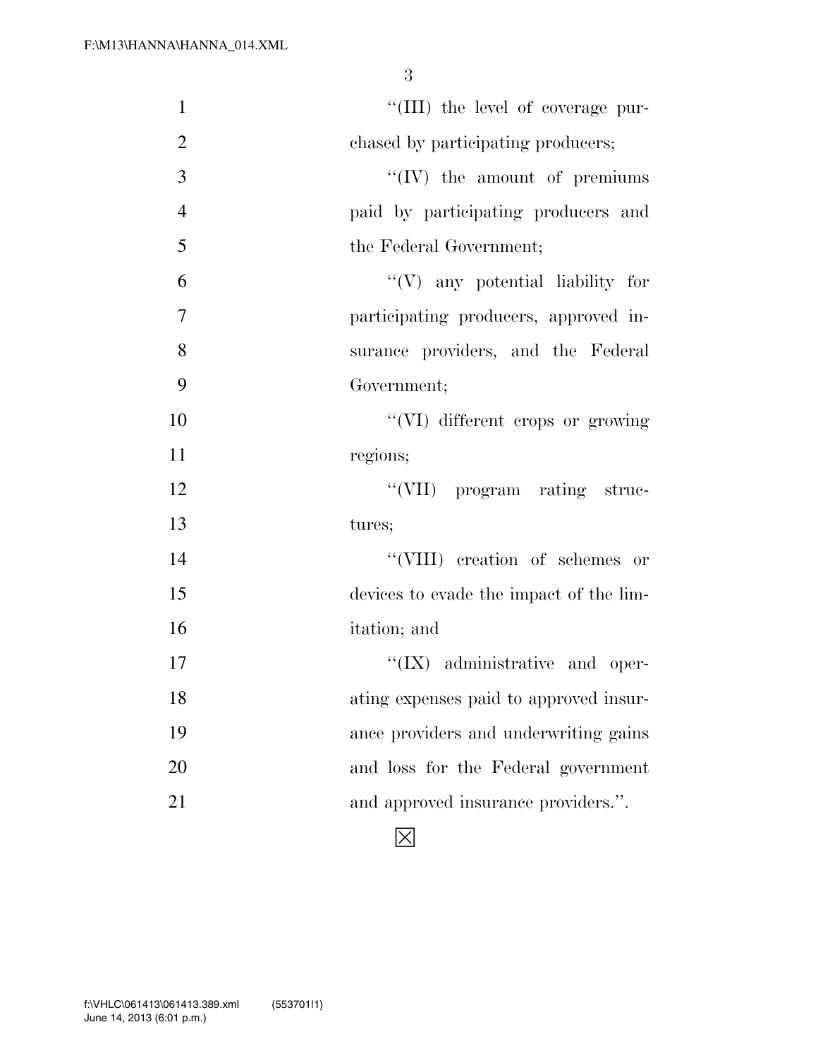''(III) the level of coverage purchased by participating producers;

''(IV) the amount of premiums paid by participating producers and the Federal Government;

''(V) any potential liability for participating producers, approved insurance providers, and the Federal Government;

''(VI) different crops or growing regions;

''(VII) program rating structures;

''(VIII) creation of schemes or devices to evade the impact of the limitation; and

''(IX) administrative and operating expenses paid to approved insurance providers and underwriting gains and loss for the Federal government and approved insurance providers.''.